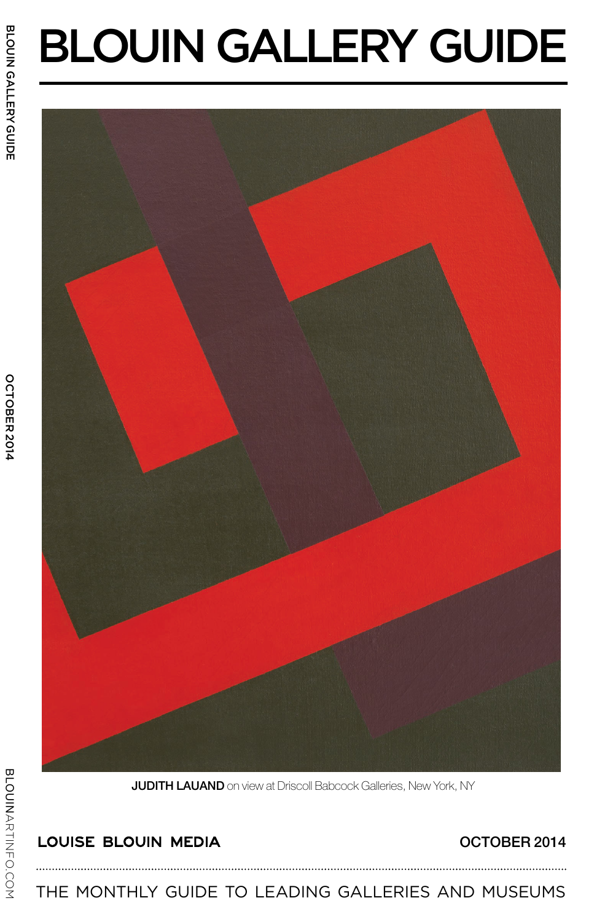# BLOUIN GALLERY GUIDE

**JUDITH LAUAND** on view at Driscoll Babcock Galleries, New York, NY

**LOUISE BLOUIN MEDIA**

**OCTOBER 2014**

THE MONTHLY GUIDE TO LEADING GALLERIES AND MUSEUMS

BLOUINARTINFO.COM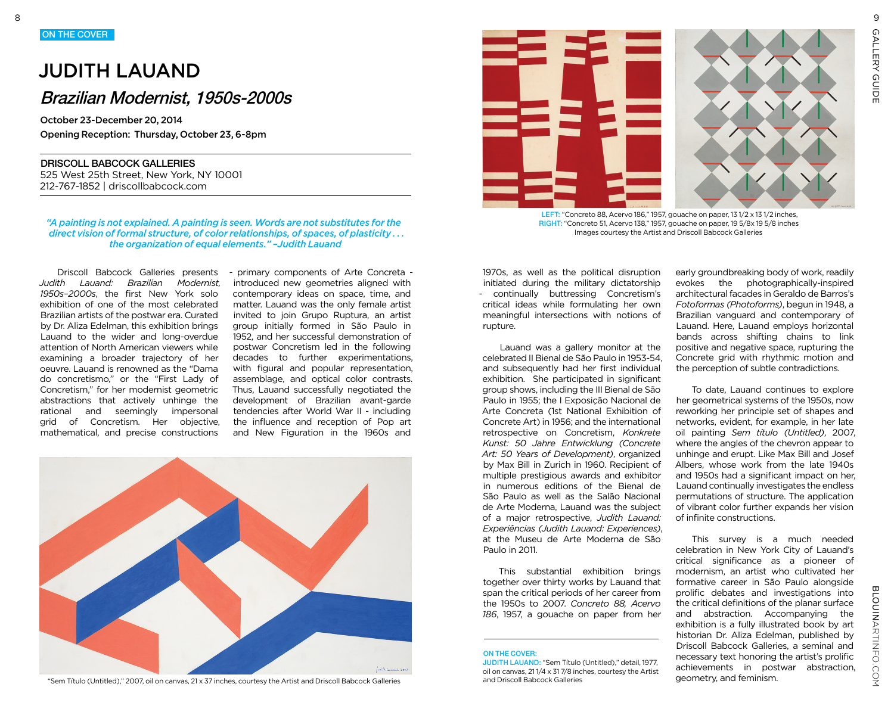ON THE COVER

# JUDITH LAUAND

## *Brazilian Modernist, 1950s-2000s*

**October 23-December 20, 2014**

**Opening Reception: Thursday, October 23, 6-8pm**

DRISCOLL BABCOCK GALLERIES
525 West 25th Street, New York, NY 10001
212-767-1852 | driscollbabcock.com

*"A painting is not explained. A painting is seen. Words are not substitutes for the direct vision of formal structure, of color relationships, of spaces, of plasticity . . . the organization of equal elements." –Judith Lauand*

Driscoll Babcock Galleries presents *Judith Lauand: Brazilian Modernist, 1950s–2000s*, the first New York solo exhibition of one of the most celebrated Brazilian artists of the postwar era. Curated by Dr. Aliza Edelman, this exhibition brings Lauand to the wider and long-overdue attention of North American viewers while examining a broader trajectory of her oeuvre. Lauand is renowned as the "Dama do concretismo," or the "First Lady of Concretism," for her modernist geometric abstractions that actively unhinge the rational and seemingly impersonal grid of Concretism. Her objective, mathematical, and precise constructions - primary components of Arte Concreta - introduced new geometries aligned with contemporary ideas on space, time, and matter. Lauand was the only female artist invited to join Grupo Ruptura, an artist group initially formed in São Paulo in 1952, and her successful demonstration of postwar Concretism led in the following decades to further experimentations, with figural and popular representation, assemblage, and optical color contrasts. Thus, Lauand successfully negotiated the development of Brazilian avant-garde tendencies after World War II - including the influence and reception of Pop art and New Figuration in the 1960s and 1970s, as well as the political disruption initiated during the military dictatorship - continually buttressing Concretism's critical ideas while formulating her own meaningful intersections with notions of rupture.

"Sem Título (Untitled)," 2007, oil on canvas, 21 x 37 inches, courtesy the Artist and Driscoll Babcock Galleries

LEFT: "Concreto 88, Acervo 186," 1957, gouache on paper, 13 1/2 x 13 1/2 inches,
RIGHT: "Concreto 51, Acervo 138," 1957, gouache on paper, 19 5/8x 19 5/8 inches
Images courtesy the Artist and Driscoll Babcock Galleries

Lauand was a gallery monitor at the celebrated II Bienal de São Paulo in 1953-54, and subsequently had her first individual exhibition. She participated in significant group shows, including the III Bienal de São Paulo in 1955; the I Exposição Nacional de Arte Concreta (1st National Exhibition of Concrete Art) in 1956; and the international retrospective on Concretism, *Konkrete Kunst: 50 Jahre Entwicklung (Concrete Art: 50 Years of Development)*, organized by Max Bill in Zurich in 1960. Recipient of multiple prestigious awards and exhibitor in numerous editions of the Bienal de São Paulo as well as the Salão Nacional de Arte Moderna, Lauand was the subject of a major retrospective, *Judith Lauand: Experiências (Judith Lauand: Experiences)*, at the Museu de Arte Moderna de São Paulo in 2011.

This substantial exhibition brings together over thirty works by Lauand that span the critical periods of her career from the 1950s to 2007. *Concreto 88, Acervo 186*, 1957, a gouache on paper from her early groundbreaking body of work, readily evokes the photographically-inspired architectural facades in Geraldo de Barros's *Fotoformas (Photoforms)*, begun in 1948, a Brazilian vanguard and contemporary of Lauand. Here, Lauand employs horizontal bands across shifting chains to link positive and negative space, rupturing the Concrete grid with rhythmic motion and the perception of subtle contradictions.

To date, Lauand continues to explore her geometrical systems of the 1950s, now reworking her principle set of shapes and networks, evident, for example, in her late oil painting *Sem título (Untitled)*, 2007, where the angles of the chevron appear to unhinge and erupt. Like Max Bill and Josef Albers, whose work from the late 1940s and 1950s had a significant impact on her, Lauand continually investigates the endless permutations of structure. The application of vibrant color further expands her vision of infinite constructions.

This survey is a much needed celebration in New York City of Lauand's critical significance as a pioneer of modernism, an artist who cultivated her formative career in São Paulo alongside prolific debates and investigations into the critical definitions of the planar surface and abstraction. Accompanying the exhibition is a fully illustrated book by art historian Dr. Aliza Edelman, published by Driscoll Babcock Galleries, a seminal and necessary text honoring the artist's prolific achievements in postwar abstraction, geometry, and feminism.

ON THE COVER:
JUDITH LAUAND: "Sem Título (Untitled)," detail, 1977, oil on canvas, 21 1/4 x 31 7/8 inches, courtesy the Artist and Driscoll Babcock Galleries